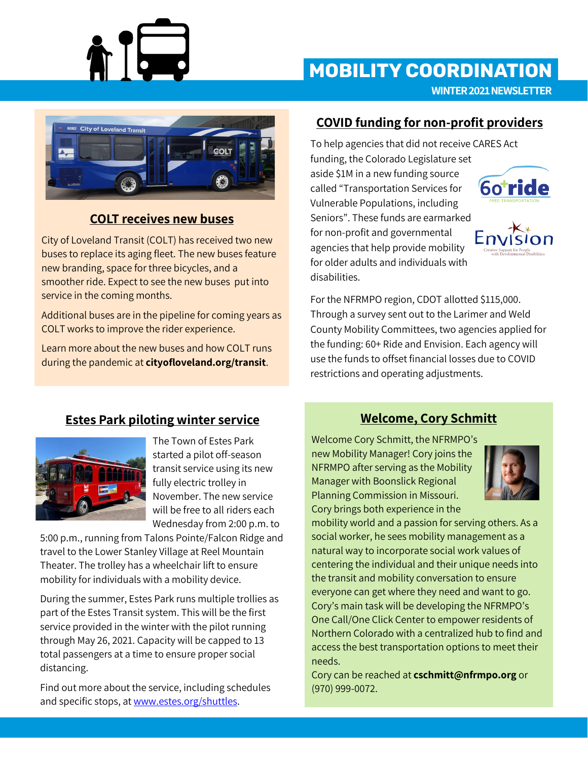# MOBILITY COORDINATION

**WINTER 2021 NEWSLETTER**

## COLT receives new buses

City of Loveland Transit (COLT) has received two new buses to replace its aging fleet. The new buses feature new branding, space for three bicycles, and a smoother ride. Expect to see the new buses put into service in the coming months.

Additional buses are in the pipeline for coming years as COLT works to improve the rider experience.

Learn more about the new buses and how COLT runs during the pandemic at **cityofloveland.org/transit**.

## COVID funding for non-profit providers

To help agencies that did not receive CARES Act funding, the Colorado Legislature set aside $1M in a new funding source called "Transportation Services for Vulnerable Populations, including Seniors". These funds are earmarked for non-profit and governmental agencies that help provide mobility for older adults and individuals with disabilities.

For the NFRMPO region, CDOT allotted $115,000. Through a survey sent out to the Larimer and Weld County Mobility Committees, two agencies applied for the funding: 60+ Ride and Envision. Each agency will use the funds to offset financial losses due to COVID restrictions and operating adjustments.

## Estes Park piloting winter service

The Town of Estes Park started a pilot off-season transit service using its new fully electric trolley in November. The new service will be free to all riders each Wednesday from 2:00 p.m. to 5:00 p.m., running from Talons Pointe/Falcon Ridge and travel to the Lower Stanley Village at Reel Mountain Theater. The trolley has a wheelchair lift to ensure mobility for individuals with a mobility device.

During the summer, Estes Park runs multiple trollies as part of the Estes Transit system. This will be the first service provided in the winter with the pilot running through May 26, 2021. Capacity will be capped to 13 total passengers at a time to ensure proper social distancing.

Find out more about the service, including schedules and specific stops, at [www.estes.org/shuttles](www.estes.org/shuttles).

## Welcome, Cory Schmitt

Welcome Cory Schmitt, the NFRMPO's new Mobility Manager! Cory joins the NFRMPO after serving as the Mobility Manager with Boonslick Regional Planning Commission in Missouri. Cory brings both experience in the mobility world and a passion for serving others. As a social worker, he sees mobility management as a natural way to incorporate social work values of centering the individual and their unique needs into the transit and mobility conversation to ensure everyone can get where they need and want to go. Cory's main task will be developing the NFRMPO's One Call/One Click Center to empower residents of Northern Colorado with a centralized hub to find and access the best transportation options to meet their needs.

Cory can be reached at **cschmitt@nfrmpo.org** or (970) 999-0072.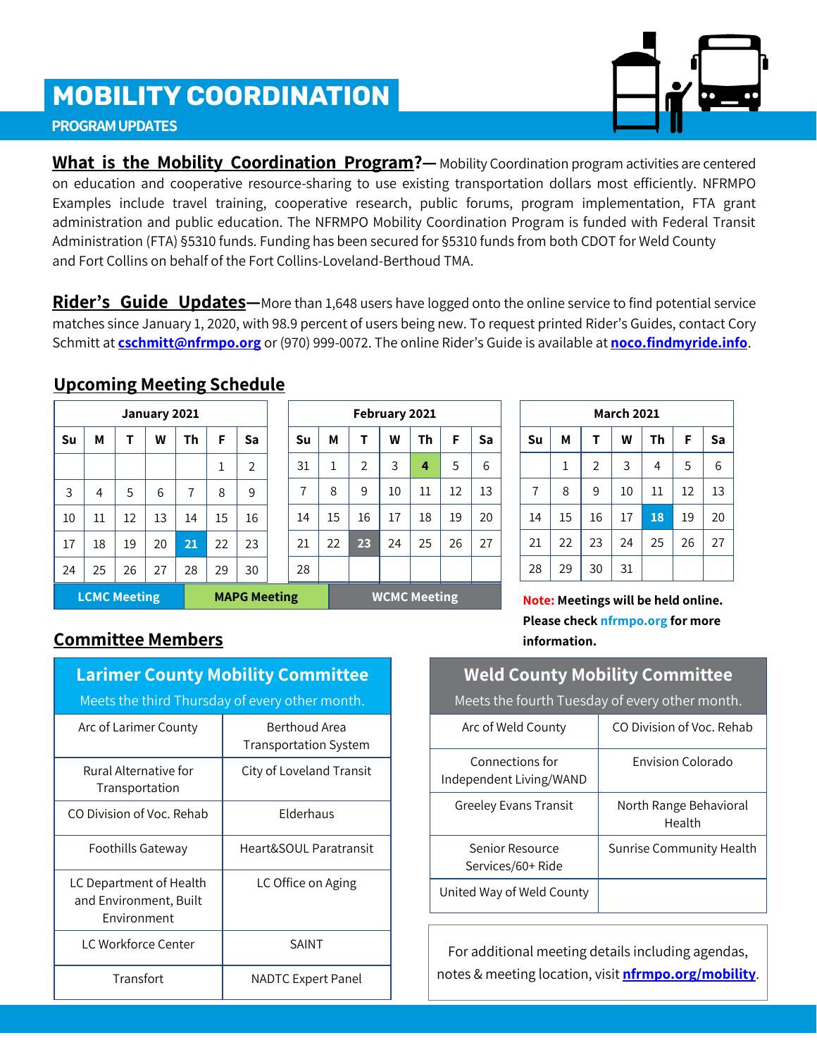# MOBILITY COORDINATION

**PROGRAM UPDATES**

**What is the Mobility Coordination Program?—** Mobility Coordination program activities are centered on education and cooperative resource-sharing to use existing transportation dollars most efficiently. NFRMPO Examples include travel training, cooperative research, public forums, program implementation, FTA grant administration and public education. The NFRMPO Mobility Coordination Program is funded with Federal Transit Administration (FTA) §5310 funds. Funding has been secured for §5310 funds from both CDOT for Weld County and Fort Collins on behalf of the Fort Collins-Loveland-Berthoud TMA.

**Rider's Guide Updates—**More than 1,648 users have logged onto the online service to find potential service matches since January 1, 2020, with 98.9 percent of users being new. To request printed Rider's Guides, contact Cory Schmitt at **cschmitt@nfrmpo.org** or (970) 999-0072. The online Rider's Guide is available at **noco.findmyride.info**.

## Upcoming Meeting Schedule

**January 2021**

| Su | M | T | W | Th | F | Sa |
|---|---|---|---|---|---|---|
| | | | | | 1 | 2 |
| 3 | 4 | 5 | 6 | 7 | 8 | 9 |
| 10 | 11 | 12 | 13 | 14 | 15 | 16 |
| 17 | 18 | 19 | 20 | **21** | 22 | 23 |
| 24 | 25 | 26 | 27 | 28 | 29 | 30 |

**February 2021**

| Su | M | T | W | Th | F | Sa |
|---|---|---|---|---|---|---|
| 31 | 1 | 2 | 3 | **4** | 5 | 6 |
| 7 | 8 | 9 | 10 | 11 | 12 | 13 |
| 14 | 15 | 16 | 17 | 18 | 19 | 20 |
| 21 | 22 | **23** | 24 | 25 | 26 | 27 |
| 28 | | | | | | |

**March 2021**

| Su | M | T | W | Th | F | Sa |
|---|---|---|---|---|---|---|
| | 1 | 2 | 3 | 4 | 5 | 6 |
| 7 | 8 | 9 | 10 | 11 | 12 | 13 |
| 14 | 15 | 16 | 17 | **18** | 19 | 20 |
| 21 | 22 | 23 | 24 | 25 | 26 | 27 |
| 28 | 29 | 30 | 31 | | | |

**LCMC Meeting** | **MAPG Meeting** | **WCMC Meeting**

**Note: Meetings will be held online. Please check nfrmpo.org for more information.**

## Committee Members

| Larimer County Mobility Committee<br>Meets the third Thursday of every other month. | |
|---|---|
| Arc of Larimer County | Berthoud Area Transportation System |
| Rural Alternative for Transportation | City of Loveland Transit |
| CO Division of Voc. Rehab | Elderhaus |
| Foothills Gateway | Heart&SOUL Paratransit |
| LC Department of Health and Environment, Built Environment | LC Office on Aging |
| LC Workforce Center | SAINT |
| Transfort | NADTC Expert Panel |

| Weld County Mobility Committee<br>Meets the fourth Tuesday of every other month. | |
|---|---|
| Arc of Weld County | CO Division of Voc. Rehab |
| Connections for Independent Living/WAND | Envision Colorado |
| Greeley Evans Transit | North Range Behavioral Health |
| Senior Resource Services/60+ Ride | Sunrise Community Health |
| United Way of Weld County | |

For additional meeting details including agendas, notes & meeting location, visit **nfrmpo.org/mobility**.